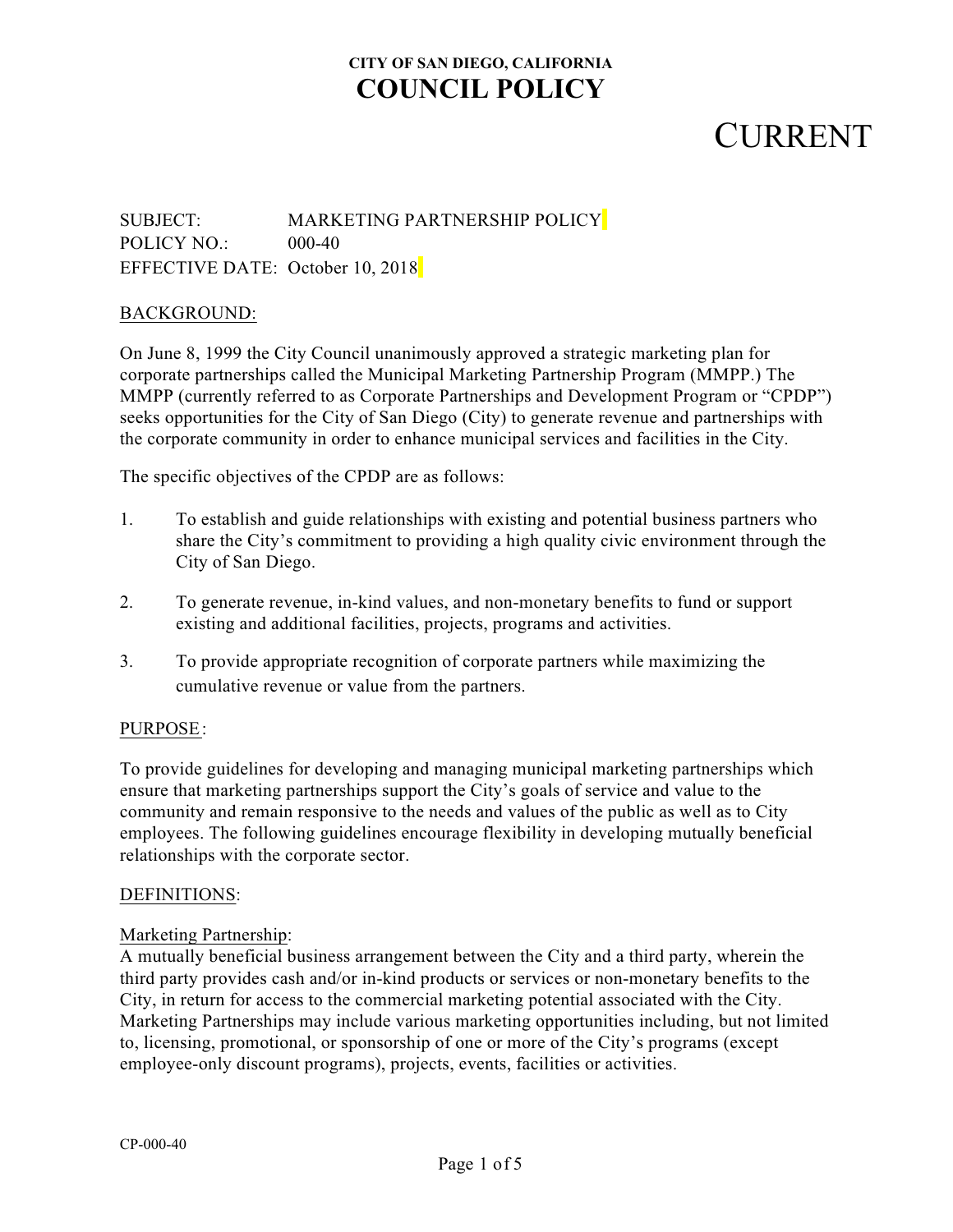**CITY OF SAN DIEGO, CALIFORNIA**

# COUNCIL POLICY

CURRENT

SUBJECT: MARKETING PARTNERSHIP POLICY
POLICY NO.: 000-40
EFFECTIVE DATE: October 10, 2018

## BACKGROUND:

On June 8, 1999 the City Council unanimously approved a strategic marketing plan for corporate partnerships called the Municipal Marketing Partnership Program (MMPP.) The MMPP (currently referred to as Corporate Partnerships and Development Program or "CPDP") seeks opportunities for the City of San Diego (City) to generate revenue and partnerships with the corporate community in order to enhance municipal services and facilities in the City.

The specific objectives of the CPDP are as follows:

1. To establish and guide relationships with existing and potential business partners who share the City's commitment to providing a high quality civic environment through the City of San Diego.
2. To generate revenue, in-kind values, and non-monetary benefits to fund or support existing and additional facilities, projects, programs and activities.
3. To provide appropriate recognition of corporate partners while maximizing the cumulative revenue or value from the partners.

## PURPOSE:

To provide guidelines for developing and managing municipal marketing partnerships which ensure that marketing partnerships support the City's goals of service and value to the community and remain responsive to the needs and values of the public as well as to City employees. The following guidelines encourage flexibility in developing mutually beneficial relationships with the corporate sector.

## DEFINITIONS:

Marketing Partnership:
A mutually beneficial business arrangement between the City and a third party, wherein the third party provides cash and/or in-kind products or services or non-monetary benefits to the City, in return for access to the commercial marketing potential associated with the City. Marketing Partnerships may include various marketing opportunities including, but not limited to, licensing, promotional, or sponsorship of one or more of the City's programs (except employee-only discount programs), projects, events, facilities or activities.

CP-000-40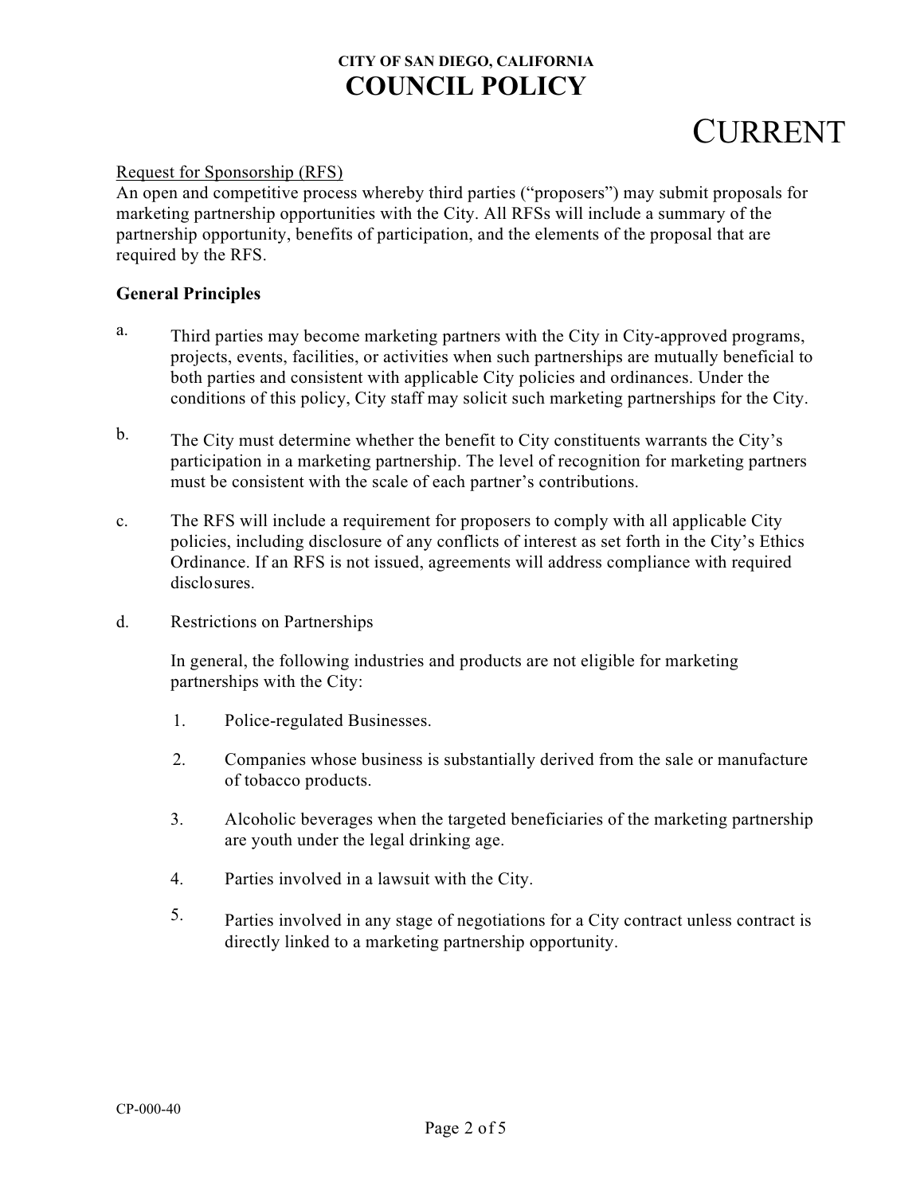Request for Sponsorship (RFS)

An open and competitive process whereby third parties ("proposers") may submit proposals for marketing partnership opportunities with the City. All RFSs will include a summary of the partnership opportunity, benefits of participation, and the elements of the proposal that are required by the RFS.

**General Principles**

a. Third parties may become marketing partners with the City in City-approved programs, projects, events, facilities, or activities when such partnerships are mutually beneficial to both parties and consistent with applicable City policies and ordinances. Under the conditions of this policy, City staff may solicit such marketing partnerships for the City.

b. The City must determine whether the benefit to City constituents warrants the City's participation in a marketing partnership. The level of recognition for marketing partners must be consistent with the scale of each partner's contributions.

c. The RFS will include a requirement for proposers to comply with all applicable City policies, including disclosure of any conflicts of interest as set forth in the City's Ethics Ordinance. If an RFS is not issued, agreements will address compliance with required disclosures.

d. Restrictions on Partnerships

   In general, the following industries and products are not eligible for marketing partnerships with the City:

   1. Police-regulated Businesses.
   2. Companies whose business is substantially derived from the sale or manufacture of tobacco products.
   3. Alcoholic beverages when the targeted beneficiaries of the marketing partnership are youth under the legal drinking age.
   4. Parties involved in a lawsuit with the City.
   5. Parties involved in any stage of negotiations for a City contract unless contract is directly linked to a marketing partnership opportunity.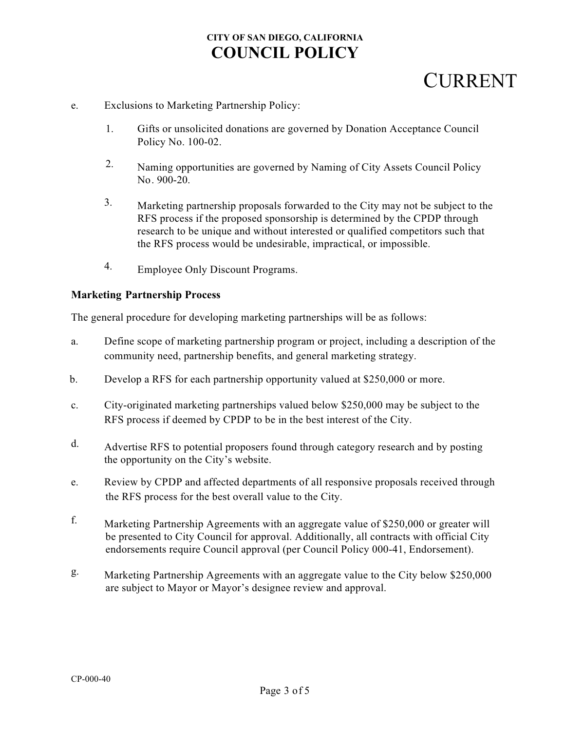e. Exclusions to Marketing Partnership Policy:

   1. Gifts or unsolicited donations are governed by Donation Acceptance Council Policy No. 100-02.

   2. Naming opportunities are governed by Naming of City Assets Council Policy No. 900-20.

   3. Marketing partnership proposals forwarded to the City may not be subject to the RFS process if the proposed sponsorship is determined by the CPDP through research to be unique and without interested or qualified competitors such that the RFS process would be undesirable, impractical, or impossible.

   4. Employee Only Discount Programs.

**Marketing Partnership Process**

The general procedure for developing marketing partnerships will be as follows:

a. Define scope of marketing partnership program or project, including a description of the community need, partnership benefits, and general marketing strategy.

b. Develop a RFS for each partnership opportunity valued at $250,000 or more.

c. City-originated marketing partnerships valued below $250,000 may be subject to the RFS process if deemed by CPDP to be in the best interest of the City.

d. Advertise RFS to potential proposers found through category research and by posting the opportunity on the City's website.

e. Review by CPDP and affected departments of all responsive proposals received through the RFS process for the best overall value to the City.

f. Marketing Partnership Agreements with an aggregate value of $250,000 or greater will be presented to City Council for approval. Additionally, all contracts with official City endorsements require Council approval (per Council Policy 000-41, Endorsement).

g. Marketing Partnership Agreements with an aggregate value to the City below $250,000 are subject to Mayor or Mayor's designee review and approval.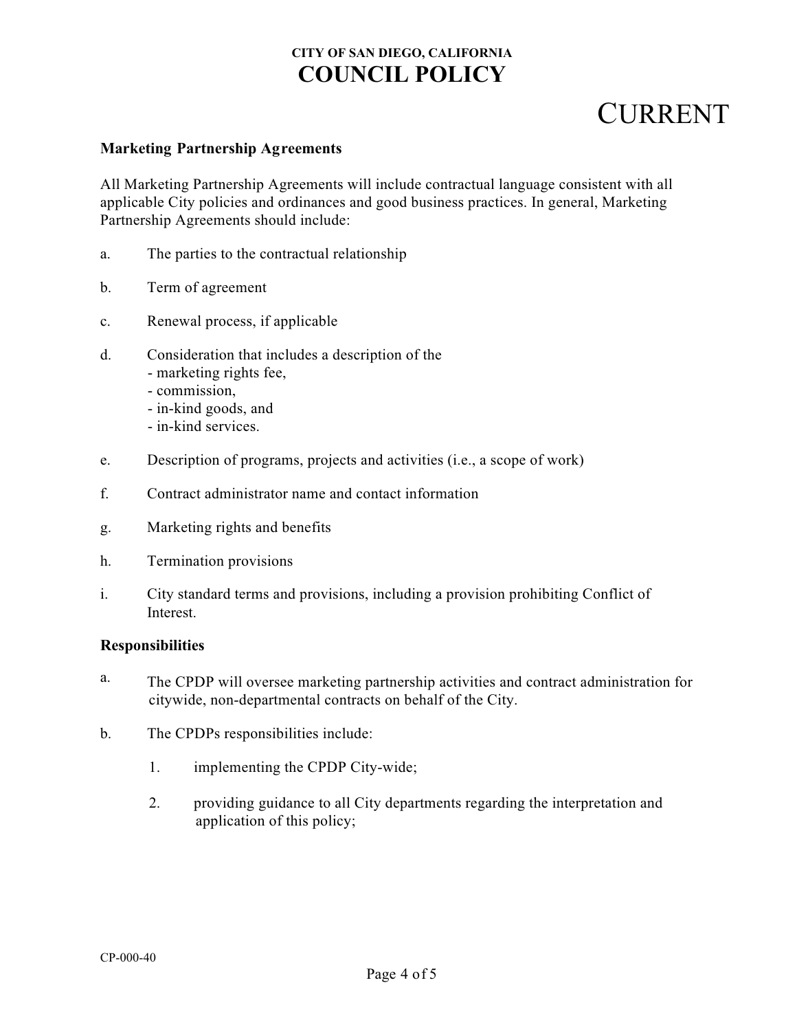**Marketing Partnership Agreements**

All Marketing Partnership Agreements will include contractual language consistent with all applicable City policies and ordinances and good business practices. In general, Marketing Partnership Agreements should include:

a. The parties to the contractual relationship

b. Term of agreement

c. Renewal process, if applicable

d. Consideration that includes a description of the
   - marketing rights fee,
   - commission,
   - in-kind goods, and
   - in-kind services.

e. Description of programs, projects and activities (i.e., a scope of work)

f. Contract administrator name and contact information

g. Marketing rights and benefits

h. Termination provisions

i. City standard terms and provisions, including a provision prohibiting Conflict of Interest.

**Responsibilities**

a. The CPDP will oversee marketing partnership activities and contract administration for citywide, non-departmental contracts on behalf of the City.

b. The CPDPs responsibilities include:

   1. implementing the CPDP City-wide;

   2. providing guidance to all City departments regarding the interpretation and application of this policy;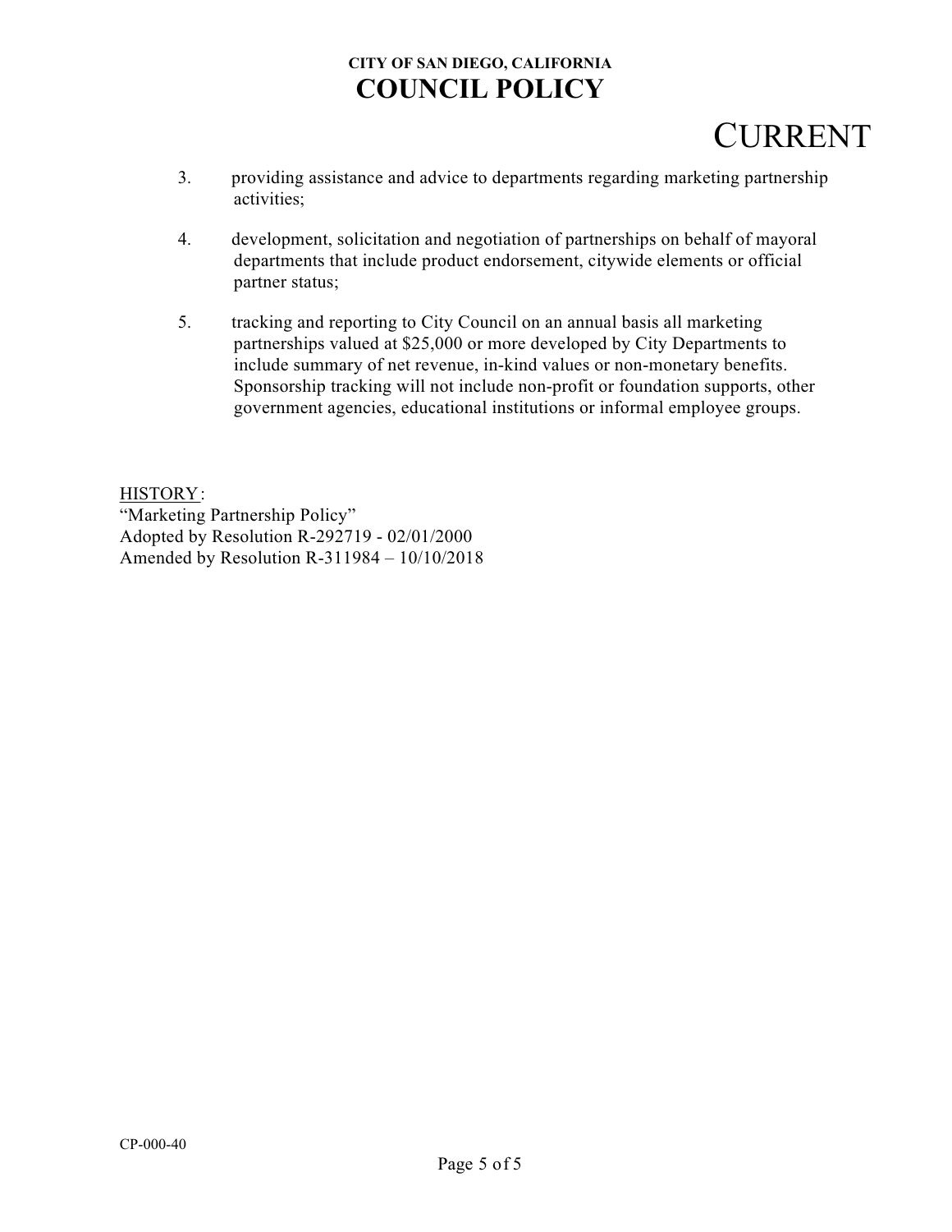3. providing assistance and advice to departments regarding marketing partnership activities;

4. development, solicitation and negotiation of partnerships on behalf of mayoral departments that include product endorsement, citywide elements or official partner status;

5. tracking and reporting to City Council on an annual basis all marketing partnerships valued at $25,000 or more developed by City Departments to include summary of net revenue, in-kind values or non-monetary benefits. Sponsorship tracking will not include non-profit or foundation supports, other government agencies, educational institutions or informal employee groups.

HISTORY:
"Marketing Partnership Policy"
Adopted by Resolution R-292719 - 02/01/2000
Amended by Resolution R-311984 – 10/10/2018